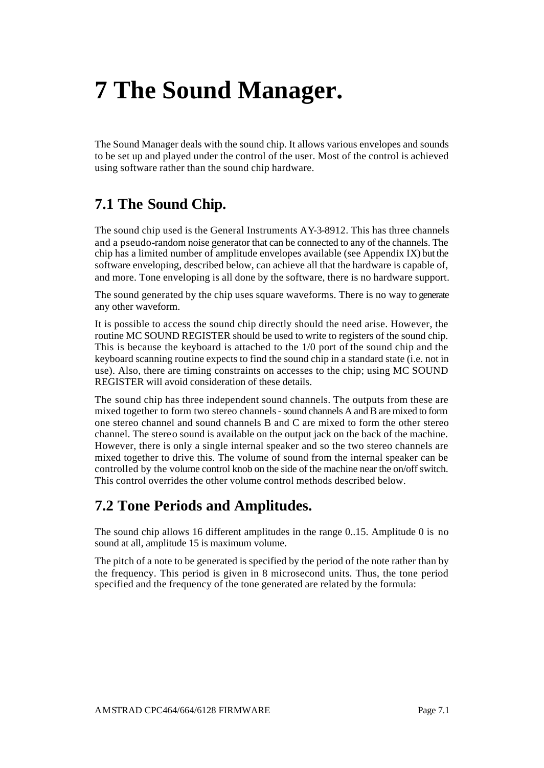# 7 The Sound Manager.

The Sound Manager deals with the sound chip. It allows various envelopes and sounds to be set up and played under the control of the user. Most of the control is achieved using software rather than the sound chip hardware.

## 7.1 The Sound Chip.

The sound chip used is the General Instruments AY-3-8912. This has three channels and a pseudo-random noise generator that can be connected to any of the channels. The chip has a limited number of amplitude envelopes available (see Appendix IX) but the software enveloping, described below, can achieve all that the hardware is capable of, and more. Tone enveloping is all done by the software, there is no hardware support.

The sound generated by the chip uses square waveforms. There is no way to generate any other waveform.

It is possible to access the sound chip directly should the need arise. However, the routine MC SOUND REGISTER should be used to write to registers of the sound chip. This is because the keyboard is attached to the 1/0 port of the sound chip and the keyboard scanning routine expects to find the sound chip in a standard state (i.e. not in use). Also, there are timing constraints on accesses to the chip; using MC SOUND REGISTER will avoid consideration of these details.

The sound chip has three independent sound channels. The outputs from these are mixed together to form two stereo channels - sound channels A and B are mixed to form one stereo channel and sound channels B and C are mixed to form the other stereo channel. The stereo sound is available on the output jack on the back of the machine. However, there is only a single internal speaker and so the two stereo channels are mixed together to drive this. The volume of sound from the internal speaker can be controlled by the volume control knob on the side of the machine near the on/off switch. This control overrides the other volume control methods described below.

## 7.2 Tone Periods and Amplitudes.

The sound chip allows 16 different amplitudes in the range 0..15. Amplitude 0 is no sound at all, amplitude 15 is maximum volume.

The pitch of a note to be generated is specified by the period of the note rather than by the frequency. This period is given in 8 microsecond units. Thus, the tone period specified and the frequency of the tone generated are related by the formula: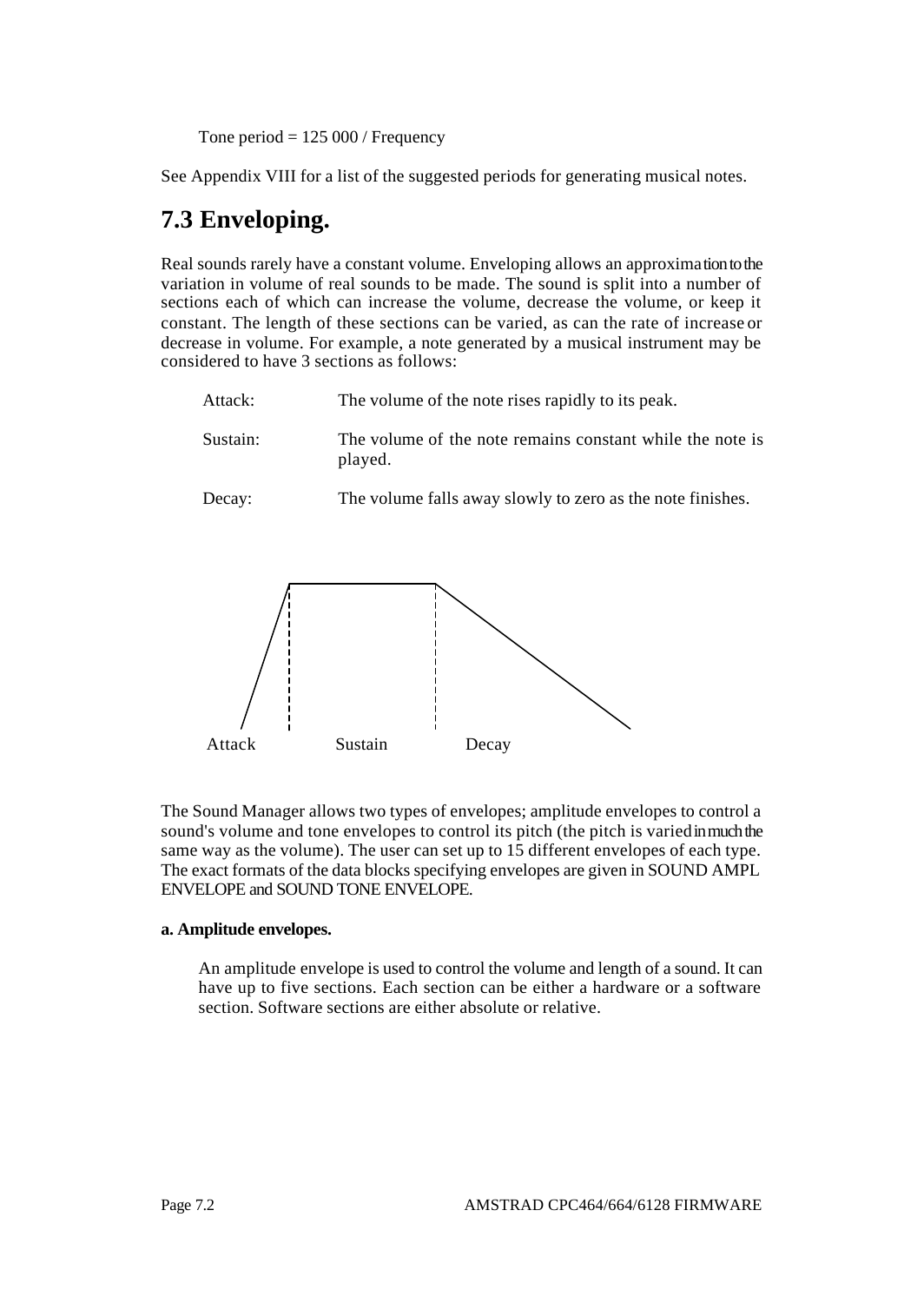Tone period = 125 000 / Frequency

See Appendix VIII for a list of the suggested periods for generating musical notes.

## 7.3 Enveloping.

Real sounds rarely have a constant volume. Enveloping allows an approximation to the variation in volume of real sounds to be made. The sound is split into a number of sections each of which can increase the volume, decrease the volume, or keep it constant. The length of these sections can be varied, as can the rate of increase or decrease in volume. For example, a note generated by a musical instrument may be considered to have 3 sections as follows:

| | |
|---|---|
| Attack: | The volume of the note rises rapidly to its peak. |
| Sustain: | The volume of the note remains constant while the note is played. |
| Decay: | The volume falls away slowly to zero as the note finishes. |

Attack Sustain Decay

The Sound Manager allows two types of envelopes; amplitude envelopes to control a sound's volume and tone envelopes to control its pitch (the pitch is varied in much the same way as the volume). The user can set up to 15 different envelopes of each type. The exact formats of the data blocks specifying envelopes are given in SOUND AMPL ENVELOPE and SOUND TONE ENVELOPE.

#### a. Amplitude envelopes.

An amplitude envelope is used to control the volume and length of a sound. It can have up to five sections. Each section can be either a hardware or a software section. Software sections are either absolute or relative.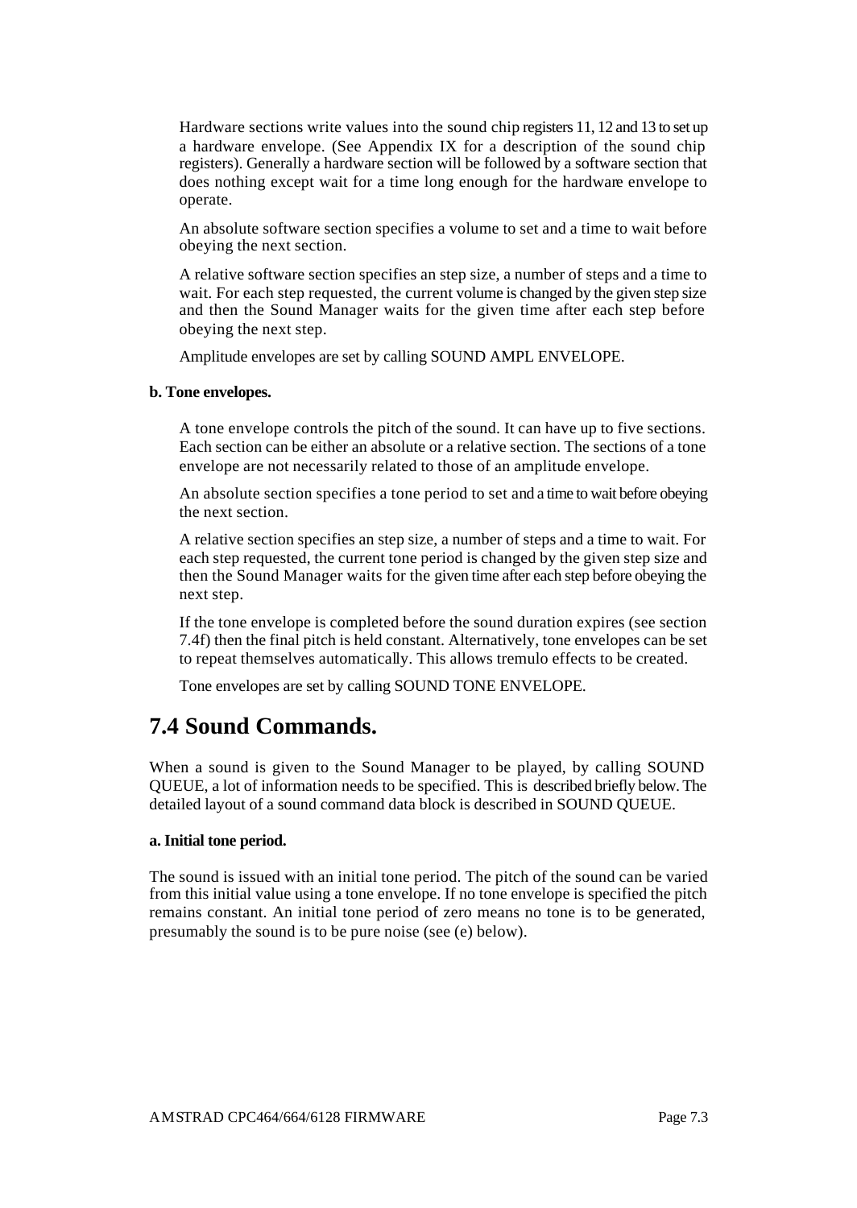Hardware sections write values into the sound chip registers 11, 12 and 13 to set up a hardware envelope. (See Appendix IX for a description of the sound chip registers). Generally a hardware section will be followed by a software section that does nothing except wait for a time long enough for the hardware envelope to operate.

An absolute software section specifies a volume to set and a time to wait before obeying the next section.

A relative software section specifies an step size, a number of steps and a time to wait. For each step requested, the current volume is changed by the given step size and then the Sound Manager waits for the given time after each step before obeying the next step.

Amplitude envelopes are set by calling SOUND AMPL ENVELOPE.

**b. Tone envelopes.**

A tone envelope controls the pitch of the sound. It can have up to five sections. Each section can be either an absolute or a relative section. The sections of a tone envelope are not necessarily related to those of an amplitude envelope.

An absolute section specifies a tone period to set and a time to wait before obeying the next section.

A relative section specifies an step size, a number of steps and a time to wait. For each step requested, the current tone period is changed by the given step size and then the Sound Manager waits for the given time after each step before obeying the next step.

If the tone envelope is completed before the sound duration expires (see section 7.4f) then the final pitch is held constant. Alternatively, tone envelopes can be set to repeat themselves automatically. This allows tremulo effects to be created.

Tone envelopes are set by calling SOUND TONE ENVELOPE.

## 7.4 Sound Commands.

When a sound is given to the Sound Manager to be played, by calling SOUND QUEUE, a lot of information needs to be specified. This is described briefly below. The detailed layout of a sound command data block is described in SOUND QUEUE.

**a. Initial tone period.**

The sound is issued with an initial tone period. The pitch of the sound can be varied from this initial value using a tone envelope. If no tone envelope is specified the pitch remains constant. An initial tone period of zero means no tone is to be generated, presumably the sound is to be pure noise (see (e) below).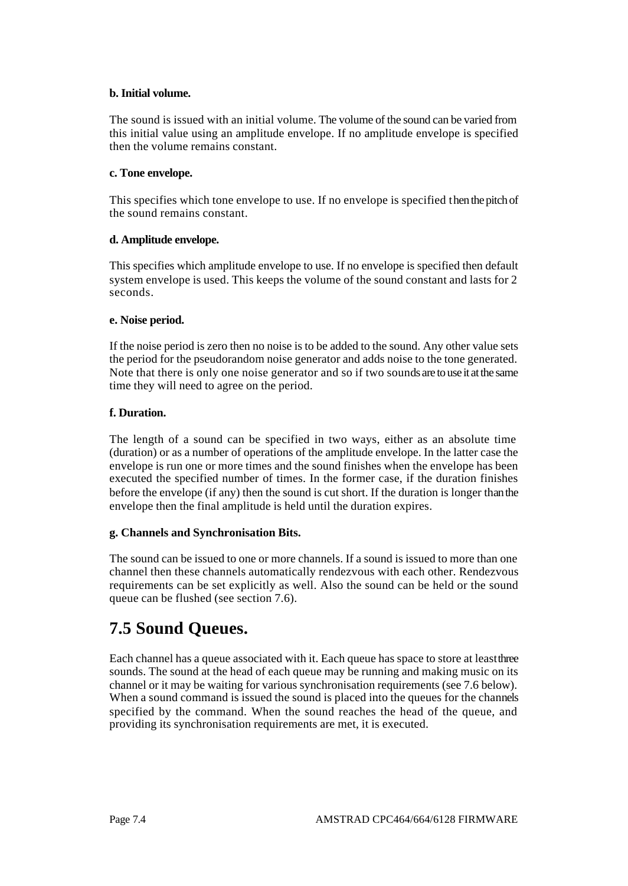**b. Initial volume.**

The sound is issued with an initial volume. The volume of the sound can be varied from this initial value using an amplitude envelope. If no amplitude envelope is specified then the volume remains constant.

**c. Tone envelope.**

This specifies which tone envelope to use. If no envelope is specified then the pitch of the sound remains constant.

**d. Amplitude envelope.**

This specifies which amplitude envelope to use. If no envelope is specified then default system envelope is used. This keeps the volume of the sound constant and lasts for 2 seconds.

**e. Noise period.**

If the noise period is zero then no noise is to be added to the sound. Any other value sets the period for the pseudorandom noise generator and adds noise to the tone generated. Note that there is only one noise generator and so if two sounds are to use it at the same time they will need to agree on the period.

**f. Duration.**

The length of a sound can be specified in two ways, either as an absolute time (duration) or as a number of operations of the amplitude envelope. In the latter case the envelope is run one or more times and the sound finishes when the envelope has been executed the specified number of times. In the former case, if the duration finishes before the envelope (if any) then the sound is cut short. If the duration is longer than the envelope then the final amplitude is held until the duration expires.

**g. Channels and Synchronisation Bits.**

The sound can be issued to one or more channels. If a sound is issued to more than one channel then these channels automatically rendezvous with each other. Rendezvous requirements can be set explicitly as well. Also the sound can be held or the sound queue can be flushed (see section 7.6).

## 7.5 Sound Queues.

Each channel has a queue associated with it. Each queue has space to store at least three sounds. The sound at the head of each queue may be running and making music on its channel or it may be waiting for various synchronisation requirements (see 7.6 below). When a sound command is issued the sound is placed into the queues for the channels specified by the command. When the sound reaches the head of the queue, and providing its synchronisation requirements are met, it is executed.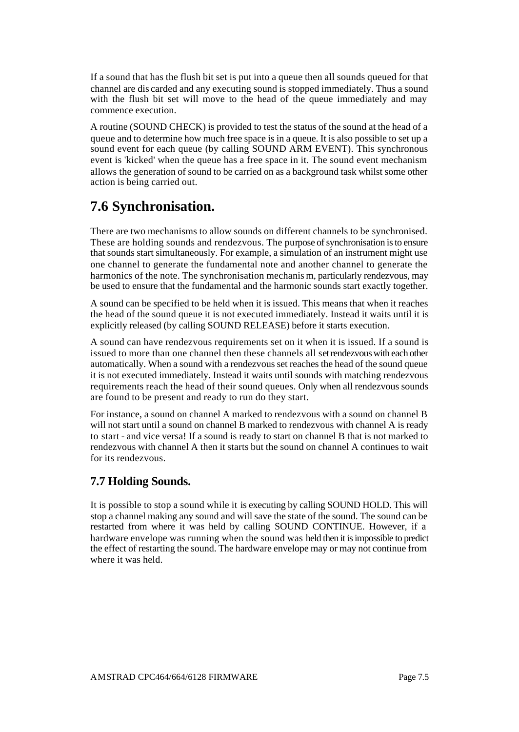If a sound that has the flush bit set is put into a queue then all sounds queued for that channel are discarded and any executing sound is stopped immediately. Thus a sound with the flush bit set will move to the head of the queue immediately and may commence execution.

A routine (SOUND CHECK) is provided to test the status of the sound at the head of a queue and to determine how much free space is in a queue. It is also possible to set up a sound event for each queue (by calling SOUND ARM EVENT). This synchronous event is 'kicked' when the queue has a free space in it. The sound event mechanism allows the generation of sound to be carried on as a background task whilst some other action is being carried out.

## 7.6 Synchronisation.

There are two mechanisms to allow sounds on different channels to be synchronised. These are holding sounds and rendezvous. The purpose of synchronisation is to ensure that sounds start simultaneously. For example, a simulation of an instrument might use one channel to generate the fundamental note and another channel to generate the harmonics of the note. The synchronisation mechanism, particularly rendezvous, may be used to ensure that the fundamental and the harmonic sounds start exactly together.

A sound can be specified to be held when it is issued. This means that when it reaches the head of the sound queue it is not executed immediately. Instead it waits until it is explicitly released (by calling SOUND RELEASE) before it starts execution.

A sound can have rendezvous requirements set on it when it is issued. If a sound is issued to more than one channel then these channels all set rendezvous with each other automatically. When a sound with a rendezvous set reaches the head of the sound queue it is not executed immediately. Instead it waits until sounds with matching rendezvous requirements reach the head of their sound queues. Only when all rendezvous sounds are found to be present and ready to run do they start.

For instance, a sound on channel A marked to rendezvous with a sound on channel B will not start until a sound on channel B marked to rendezvous with channel A is ready to start - and vice versa! If a sound is ready to start on channel B that is not marked to rendezvous with channel A then it starts but the sound on channel A continues to wait for its rendezvous.

### 7.7 Holding Sounds.

It is possible to stop a sound while it is executing by calling SOUND HOLD. This will stop a channel making any sound and will save the state of the sound. The sound can be restarted from where it was held by calling SOUND CONTINUE. However, if a hardware envelope was running when the sound was held then it is impossible to predict the effect of restarting the sound. The hardware envelope may or may not continue from where it was held.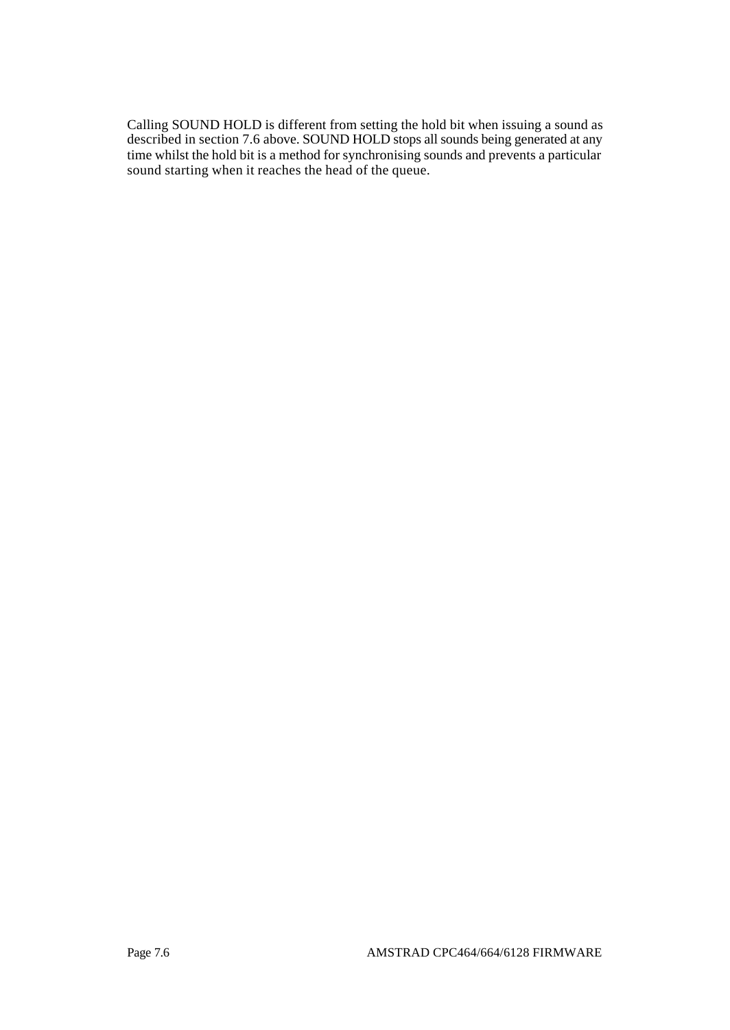Calling SOUND HOLD is different from setting the hold bit when issuing a sound as described in section 7.6 above. SOUND HOLD stops all sounds being generated at any time whilst the hold bit is a method for synchronising sounds and prevents a particular sound starting when it reaches the head of the queue.